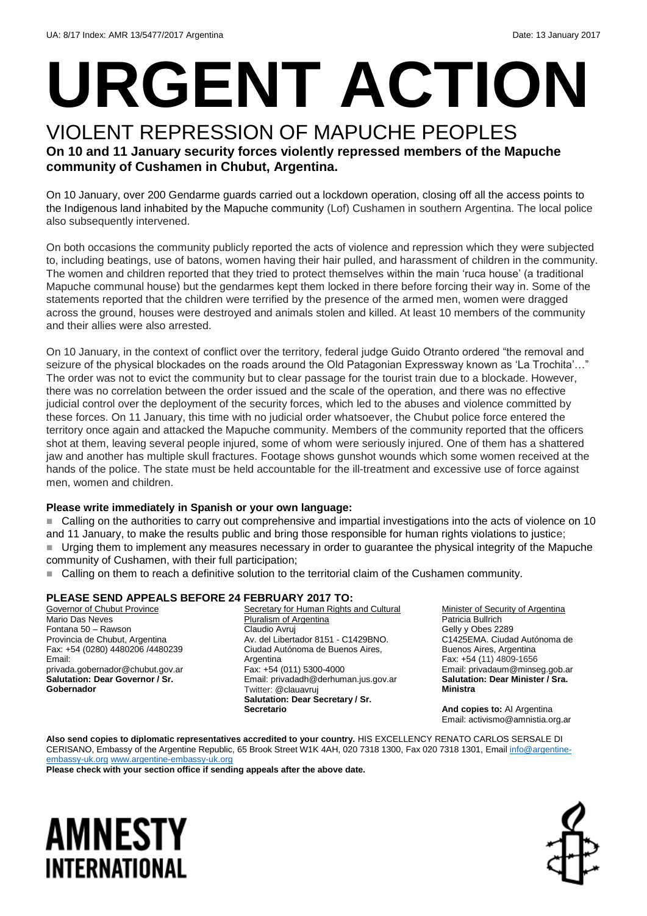UA: 8/17 Index: AMR 13/5477/2017 Argentina Date: 13 January 2017

# URGENT ACTION

## VIOLENT REPRESSION OF MAPUCHE PEOPLES

**On 10 and 11 January security forces violently repressed members of the Mapuche community of Cushamen in Chubut, Argentina.**

On 10 January, over 200 Gendarme guards carried out a lockdown operation, closing off all the access points to the Indigenous land inhabited by the Mapuche community (Lof) Cushamen in southern Argentina. The local police also subsequently intervened.

On both occasions the community publicly reported the acts of violence and repression which they were subjected to, including beatings, use of batons, women having their hair pulled, and harassment of children in the community. The women and children reported that they tried to protect themselves within the main 'ruca house' (a traditional Mapuche communal house) but the gendarmes kept them locked in there before forcing their way in. Some of the statements reported that the children were terrified by the presence of the armed men, women were dragged across the ground, houses were destroyed and animals stolen and killed. At least 10 members of the community and their allies were also arrested.

On 10 January, in the context of conflict over the territory, federal judge Guido Otranto ordered "the removal and seizure of the physical blockades on the roads around the Old Patagonian Expressway known as 'La Trochita'…" The order was not to evict the community but to clear passage for the tourist train due to a blockade. However, there was no correlation between the order issued and the scale of the operation, and there was no effective judicial control over the deployment of the security forces, which led to the abuses and violence committed by these forces. On 11 January, this time with no judicial order whatsoever, the Chubut police force entered the territory once again and attacked the Mapuche community. Members of the community reported that the officers shot at them, leaving several people injured, some of whom were seriously injured. One of them has a shattered jaw and another has multiple skull fractures. Footage shows gunshot wounds which some women received at the hands of the police. The state must be held accountable for the ill-treatment and excessive use of force against men, women and children.

**Please write immediately in Spanish or your own language:**

- Calling on the authorities to carry out comprehensive and impartial investigations into the acts of violence on 10 and 11 January, to make the results public and bring those responsible for human rights violations to justice;
- Urging them to implement any measures necessary in order to guarantee the physical integrity of the Mapuche community of Cushamen, with their full participation;
- Calling on them to reach a definitive solution to the territorial claim of the Cushamen community.

**PLEASE SEND APPEALS BEFORE 24 FEBRUARY 2017 TO:**

Governor of Chubut Province
Mario Das Neves
Fontana 50 – Rawson
Provincia de Chubut, Argentina
Fax: +54 (0280) 4480206 /4480239
Email: privada.gobernador@chubut.gov.ar
**Salutation: Dear Governor / Sr. Gobernador**

Secretary for Human Rights and Cultural Pluralism of Argentina
Claudio Avruj
Av. del Libertador 8151 - C1429BNO.
Ciudad Autónoma de Buenos Aires, Argentina
Fax: +54 (011) 5300-4000
Email: privadadh@derhuman.jus.gov.ar
Twitter: @clauavruj
**Salutation: Dear Secretary / Sr. Secretario**

Minister of Security of Argentina
Patricia Bullrich
Gelly y Obes 2289
C1425EMA. Ciudad Autónoma de Buenos Aires, Argentina
Fax: +54 (11) 4809-1656
Email: privadaum@minseg.gob.ar
**Salutation: Dear Minister / Sra. Ministra**

**And copies to:** AI Argentina
Email: activismo@amnistia.org.ar

**Also send copies to diplomatic representatives accredited to your country.** HIS EXCELLENCY RENATO CARLOS SERSALE DI CERISANO, Embassy of the Argentine Republic, 65 Brook Street W1K 4AH, 020 7318 1300, Fax 020 7318 1301, Email info@argentine-embassy-uk.org www.argentine-embassy-uk.org

**Please check with your section office if sending appeals after the above date.**

AMNESTY INTERNATIONAL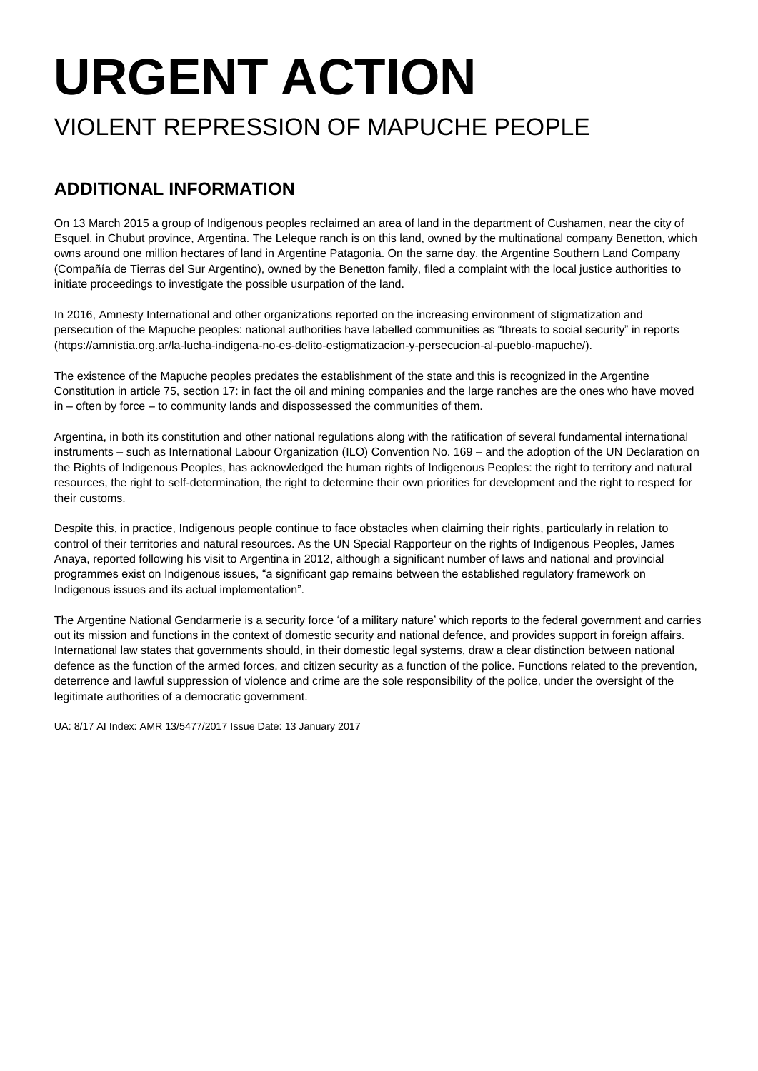# URGENT ACTION

VIOLENT REPRESSION OF MAPUCHE PEOPLE

## ADDITIONAL INFORMATION

On 13 March 2015 a group of Indigenous peoples reclaimed an area of land in the department of Cushamen, near the city of Esquel, in Chubut province, Argentina. The Leleque ranch is on this land, owned by the multinational company Benetton, which owns around one million hectares of land in Argentine Patagonia. On the same day, the Argentine Southern Land Company (Compañía de Tierras del Sur Argentino), owned by the Benetton family, filed a complaint with the local justice authorities to initiate proceedings to investigate the possible usurpation of the land.

In 2016, Amnesty International and other organizations reported on the increasing environment of stigmatization and persecution of the Mapuche peoples: national authorities have labelled communities as "threats to social security" in reports (https://amnistia.org.ar/la-lucha-indigena-no-es-delito-estigmatizacion-y-persecucion-al-pueblo-mapuche/).

The existence of the Mapuche peoples predates the establishment of the state and this is recognized in the Argentine Constitution in article 75, section 17: in fact the oil and mining companies and the large ranches are the ones who have moved in – often by force – to community lands and dispossessed the communities of them.

Argentina, in both its constitution and other national regulations along with the ratification of several fundamental international instruments – such as International Labour Organization (ILO) Convention No. 169 – and the adoption of the UN Declaration on the Rights of Indigenous Peoples, has acknowledged the human rights of Indigenous Peoples: the right to territory and natural resources, the right to self-determination, the right to determine their own priorities for development and the right to respect for their customs.

Despite this, in practice, Indigenous people continue to face obstacles when claiming their rights, particularly in relation to control of their territories and natural resources. As the UN Special Rapporteur on the rights of Indigenous Peoples, James Anaya, reported following his visit to Argentina in 2012, although a significant number of laws and national and provincial programmes exist on Indigenous issues, "a significant gap remains between the established regulatory framework on Indigenous issues and its actual implementation".

The Argentine National Gendarmerie is a security force 'of a military nature' which reports to the federal government and carries out its mission and functions in the context of domestic security and national defence, and provides support in foreign affairs. International law states that governments should, in their domestic legal systems, draw a clear distinction between national defence as the function of the armed forces, and citizen security as a function of the police. Functions related to the prevention, deterrence and lawful suppression of violence and crime are the sole responsibility of the police, under the oversight of the legitimate authorities of a democratic government.

UA: 8/17 AI Index: AMR 13/5477/2017 Issue Date: 13 January 2017